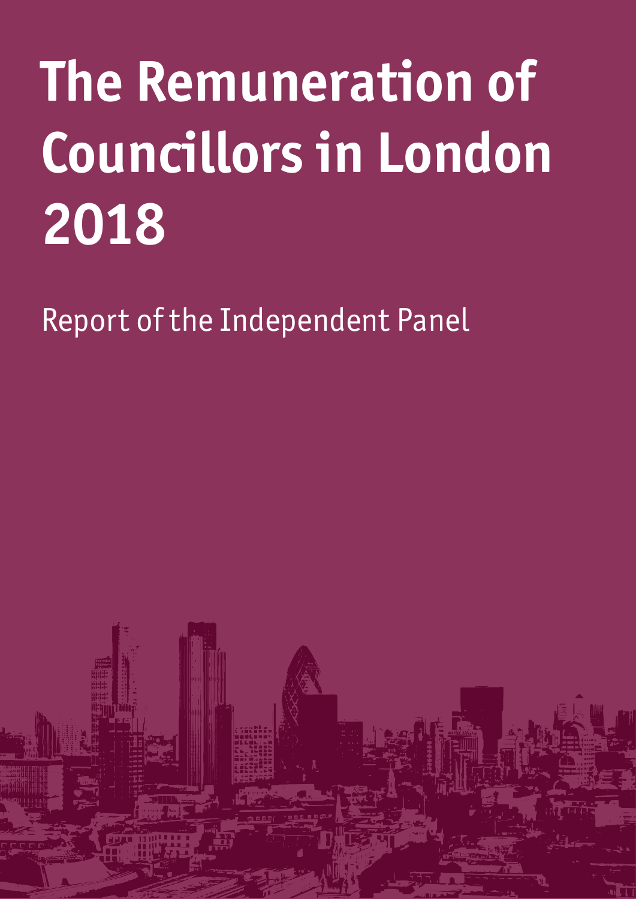# The Remuneration of Councillors in London 2018

Report of the Independent Panel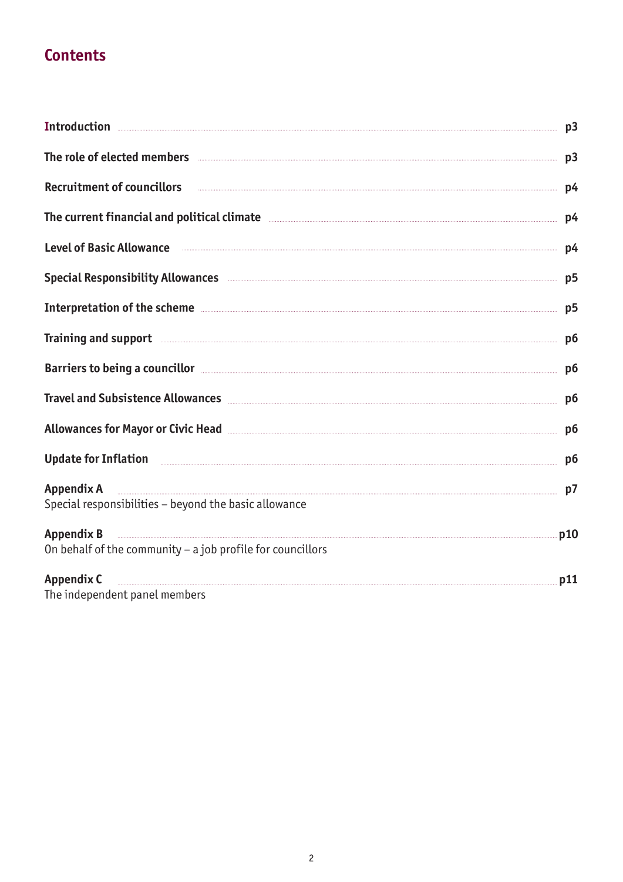## Contents

| | |
|---|---|
| **Introduction** | **p3** |
| **The role of elected members** | **p3** |
| **Recruitment of councillors** | **p4** |
| **The current financial and political climate** | **p4** |
| **Level of Basic Allowance** | **p4** |
| **Special Responsibility Allowances** | **p5** |
| **Interpretation of the scheme** | **p5** |
| **Training and support** | **p6** |
| **Barriers to being a councillor** | **p6** |
| **Travel and Subsistence Allowances** | **p6** |
| **Allowances for Mayor or Civic Head** | **p6** |
| **Update for Inflation** | **p6** |
| **Appendix A** <br> Special responsibilities – beyond the basic allowance | **p7** |
| **Appendix B** <br> On behalf of the community – a job profile for councillors | **p10** |
| **Appendix C** <br> The independent panel members | **p11** |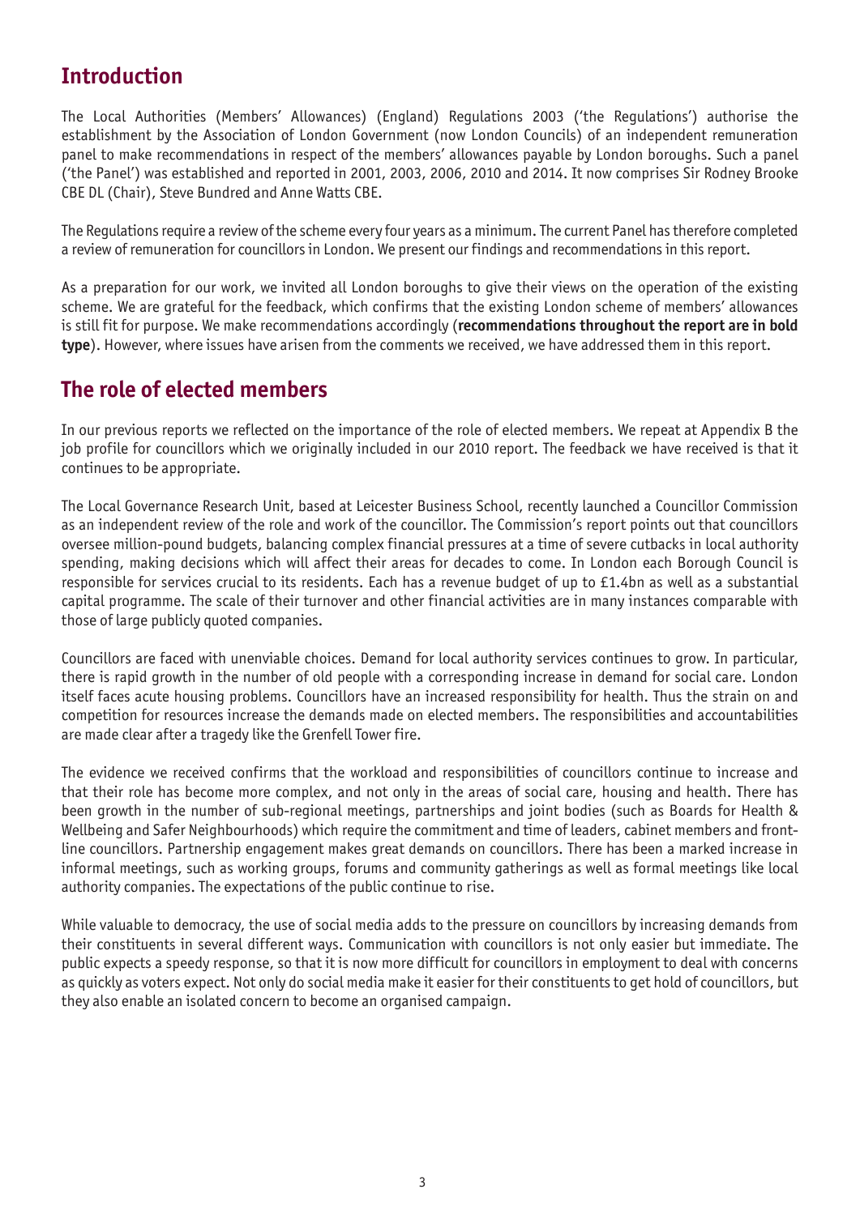## Introduction

The Local Authorities (Members' Allowances) (England) Regulations 2003 ('the Regulations') authorise the establishment by the Association of London Government (now London Councils) of an independent remuneration panel to make recommendations in respect of the members' allowances payable by London boroughs. Such a panel ('the Panel') was established and reported in 2001, 2003, 2006, 2010 and 2014. It now comprises Sir Rodney Brooke CBE DL (Chair), Steve Bundred and Anne Watts CBE.

The Regulations require a review of the scheme every four years as a minimum. The current Panel has therefore completed a review of remuneration for councillors in London. We present our findings and recommendations in this report.

As a preparation for our work, we invited all London boroughs to give their views on the operation of the existing scheme. We are grateful for the feedback, which confirms that the existing London scheme of members' allowances is still fit for purpose. We make recommendations accordingly (**recommendations throughout the report are in bold type**). However, where issues have arisen from the comments we received, we have addressed them in this report.

## The role of elected members

In our previous reports we reflected on the importance of the role of elected members. We repeat at Appendix B the job profile for councillors which we originally included in our 2010 report. The feedback we have received is that it continues to be appropriate.

The Local Governance Research Unit, based at Leicester Business School, recently launched a Councillor Commission as an independent review of the role and work of the councillor. The Commission's report points out that councillors oversee million-pound budgets, balancing complex financial pressures at a time of severe cutbacks in local authority spending, making decisions which will affect their areas for decades to come. In London each Borough Council is responsible for services crucial to its residents. Each has a revenue budget of up to £1.4bn as well as a substantial capital programme. The scale of their turnover and other financial activities are in many instances comparable with those of large publicly quoted companies.

Councillors are faced with unenviable choices. Demand for local authority services continues to grow. In particular, there is rapid growth in the number of old people with a corresponding increase in demand for social care. London itself faces acute housing problems. Councillors have an increased responsibility for health. Thus the strain on and competition for resources increase the demands made on elected members. The responsibilities and accountabilities are made clear after a tragedy like the Grenfell Tower fire.

The evidence we received confirms that the workload and responsibilities of councillors continue to increase and that their role has become more complex, and not only in the areas of social care, housing and health. There has been growth in the number of sub-regional meetings, partnerships and joint bodies (such as Boards for Health & Wellbeing and Safer Neighbourhoods) which require the commitment and time of leaders, cabinet members and front-line councillors. Partnership engagement makes great demands on councillors. There has been a marked increase in informal meetings, such as working groups, forums and community gatherings as well as formal meetings like local authority companies. The expectations of the public continue to rise.

While valuable to democracy, the use of social media adds to the pressure on councillors by increasing demands from their constituents in several different ways. Communication with councillors is not only easier but immediate. The public expects a speedy response, so that it is now more difficult for councillors in employment to deal with concerns as quickly as voters expect. Not only do social media make it easier for their constituents to get hold of councillors, but they also enable an isolated concern to become an organised campaign.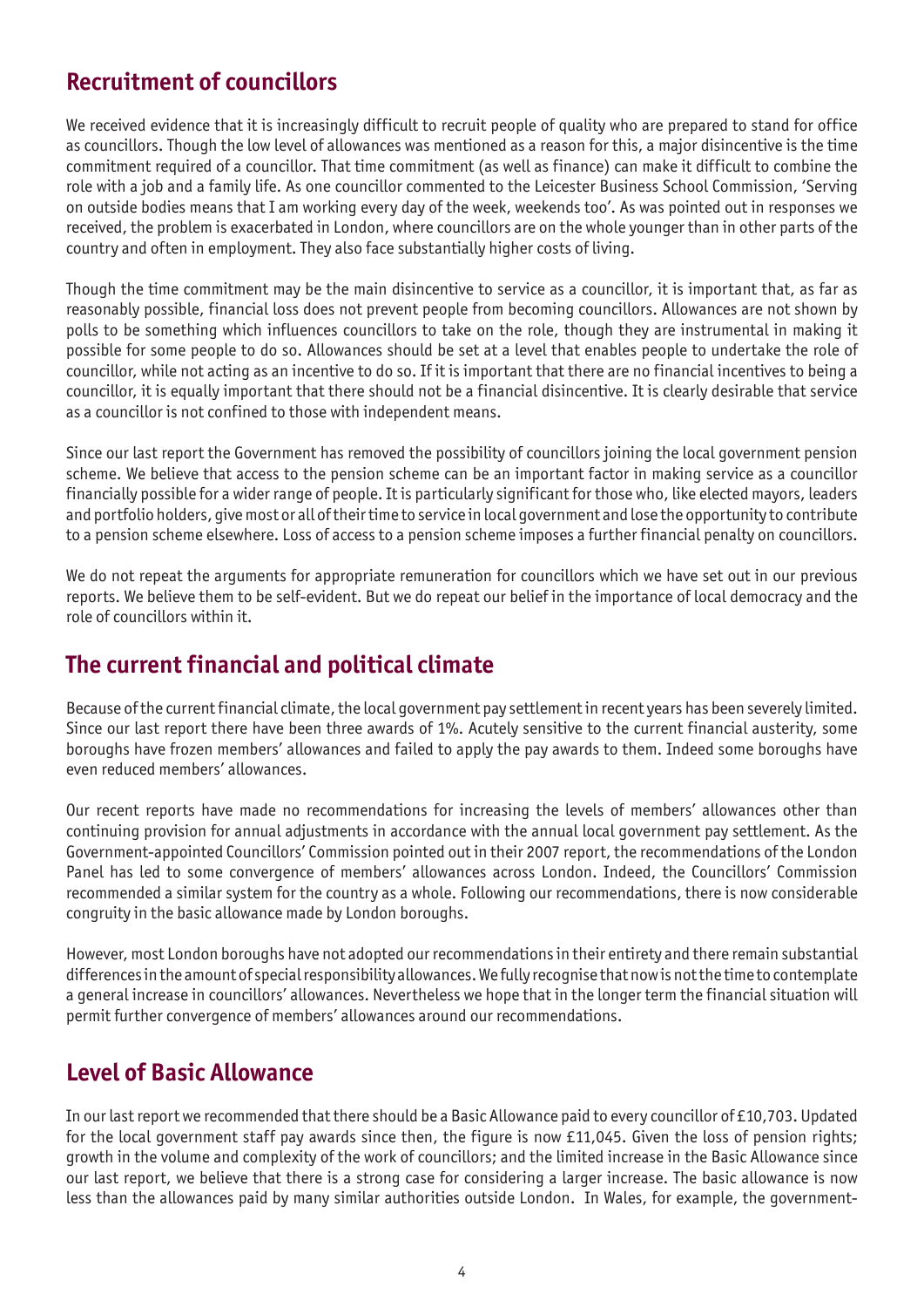## Recruitment of councillors

We received evidence that it is increasingly difficult to recruit people of quality who are prepared to stand for office as councillors. Though the low level of allowances was mentioned as a reason for this, a major disincentive is the time commitment required of a councillor. That time commitment (as well as finance) can make it difficult to combine the role with a job and a family life. As one councillor commented to the Leicester Business School Commission, 'Serving on outside bodies means that I am working every day of the week, weekends too'. As was pointed out in responses we received, the problem is exacerbated in London, where councillors are on the whole younger than in other parts of the country and often in employment. They also face substantially higher costs of living.

Though the time commitment may be the main disincentive to service as a councillor, it is important that, as far as reasonably possible, financial loss does not prevent people from becoming councillors. Allowances are not shown by polls to be something which influences councillors to take on the role, though they are instrumental in making it possible for some people to do so. Allowances should be set at a level that enables people to undertake the role of councillor, while not acting as an incentive to do so. If it is important that there are no financial incentives to being a councillor, it is equally important that there should not be a financial disincentive. It is clearly desirable that service as a councillor is not confined to those with independent means.

Since our last report the Government has removed the possibility of councillors joining the local government pension scheme. We believe that access to the pension scheme can be an important factor in making service as a councillor financially possible for a wider range of people. It is particularly significant for those who, like elected mayors, leaders and portfolio holders, give most or all of their time to service in local government and lose the opportunity to contribute to a pension scheme elsewhere. Loss of access to a pension scheme imposes a further financial penalty on councillors.

We do not repeat the arguments for appropriate remuneration for councillors which we have set out in our previous reports. We believe them to be self-evident. But we do repeat our belief in the importance of local democracy and the role of councillors within it.

## The current financial and political climate

Because of the current financial climate, the local government pay settlement in recent years has been severely limited. Since our last report there have been three awards of 1%. Acutely sensitive to the current financial austerity, some boroughs have frozen members' allowances and failed to apply the pay awards to them. Indeed some boroughs have even reduced members' allowances.

Our recent reports have made no recommendations for increasing the levels of members' allowances other than continuing provision for annual adjustments in accordance with the annual local government pay settlement. As the Government-appointed Councillors' Commission pointed out in their 2007 report, the recommendations of the London Panel has led to some convergence of members' allowances across London. Indeed, the Councillors' Commission recommended a similar system for the country as a whole. Following our recommendations, there is now considerable congruity in the basic allowance made by London boroughs.

However, most London boroughs have not adopted our recommendations in their entirety and there remain substantial differences in the amount of special responsibility allowances. We fully recognise that now is not the time to contemplate a general increase in councillors' allowances. Nevertheless we hope that in the longer term the financial situation will permit further convergence of members' allowances around our recommendations.

## Level of Basic Allowance

In our last report we recommended that there should be a Basic Allowance paid to every councillor of £10,703. Updated for the local government staff pay awards since then, the figure is now £11,045. Given the loss of pension rights; growth in the volume and complexity of the work of councillors; and the limited increase in the Basic Allowance since our last report, we believe that there is a strong case for considering a larger increase. The basic allowance is now less than the allowances paid by many similar authorities outside London. In Wales, for example, the government-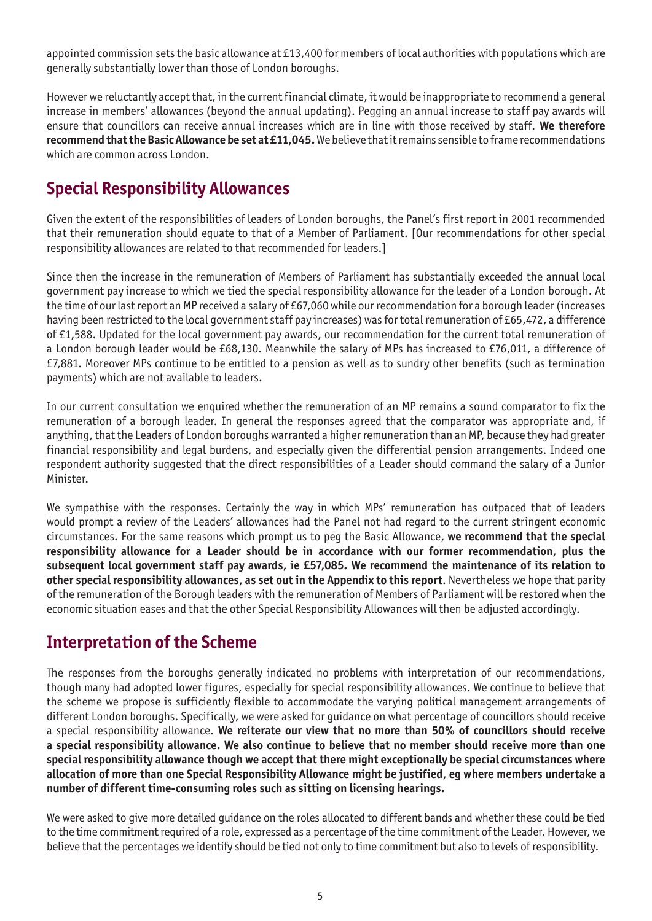appointed commission sets the basic allowance at £13,400 for members of local authorities with populations which are generally substantially lower than those of London boroughs.

However we reluctantly accept that, in the current financial climate, it would be inappropriate to recommend a general increase in members' allowances (beyond the annual updating). Pegging an annual increase to staff pay awards will ensure that councillors can receive annual increases which are in line with those received by staff. **We therefore recommend that the Basic Allowance be set at £11,045.** We believe that it remains sensible to frame recommendations which are common across London.

## Special Responsibility Allowances

Given the extent of the responsibilities of leaders of London boroughs, the Panel's first report in 2001 recommended that their remuneration should equate to that of a Member of Parliament. [Our recommendations for other special responsibility allowances are related to that recommended for leaders.]

Since then the increase in the remuneration of Members of Parliament has substantially exceeded the annual local government pay increase to which we tied the special responsibility allowance for the leader of a London borough. At the time of our last report an MP received a salary of £67,060 while our recommendation for a borough leader (increases having been restricted to the local government staff pay increases) was for total remuneration of £65,472, a difference of £1,588. Updated for the local government pay awards, our recommendation for the current total remuneration of a London borough leader would be £68,130. Meanwhile the salary of MPs has increased to £76,011, a difference of £7,881. Moreover MPs continue to be entitled to a pension as well as to sundry other benefits (such as termination payments) which are not available to leaders.

In our current consultation we enquired whether the remuneration of an MP remains a sound comparator to fix the remuneration of a borough leader. In general the responses agreed that the comparator was appropriate and, if anything, that the Leaders of London boroughs warranted a higher remuneration than an MP, because they had greater financial responsibility and legal burdens, and especially given the differential pension arrangements. Indeed one respondent authority suggested that the direct responsibilities of a Leader should command the salary of a Junior Minister.

We sympathise with the responses. Certainly the way in which MPs' remuneration has outpaced that of leaders would prompt a review of the Leaders' allowances had the Panel not had regard to the current stringent economic circumstances. For the same reasons which prompt us to peg the Basic Allowance, **we recommend that the special responsibility allowance for a Leader should be in accordance with our former recommendation, plus the subsequent local government staff pay awards, ie £57,085. We recommend the maintenance of its relation to other special responsibility allowances, as set out in the Appendix to this report**. Nevertheless we hope that parity of the remuneration of the Borough leaders with the remuneration of Members of Parliament will be restored when the economic situation eases and that the other Special Responsibility Allowances will then be adjusted accordingly.

## Interpretation of the Scheme

The responses from the boroughs generally indicated no problems with interpretation of our recommendations, though many had adopted lower figures, especially for special responsibility allowances. We continue to believe that the scheme we propose is sufficiently flexible to accommodate the varying political management arrangements of different London boroughs. Specifically, we were asked for guidance on what percentage of councillors should receive a special responsibility allowance. **We reiterate our view that no more than 50% of councillors should receive a special responsibility allowance. We also continue to believe that no member should receive more than one special responsibility allowance though we accept that there might exceptionally be special circumstances where allocation of more than one Special Responsibility Allowance might be justified, eg where members undertake a number of different time-consuming roles such as sitting on licensing hearings.**

We were asked to give more detailed guidance on the roles allocated to different bands and whether these could be tied to the time commitment required of a role, expressed as a percentage of the time commitment of the Leader. However, we believe that the percentages we identify should be tied not only to time commitment but also to levels of responsibility.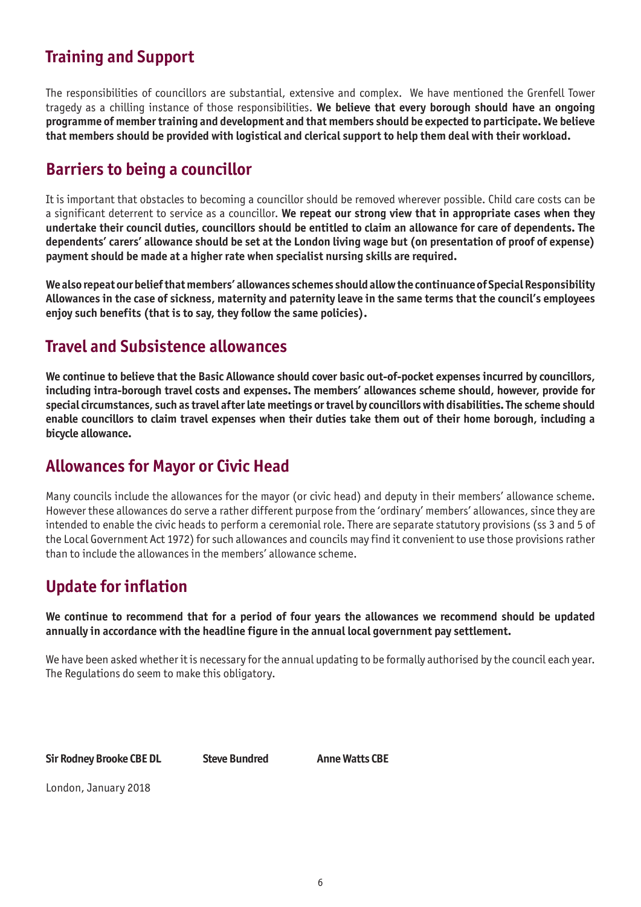## Training and Support

The responsibilities of councillors are substantial, extensive and complex. We have mentioned the Grenfell Tower tragedy as a chilling instance of those responsibilities. **We believe that every borough should have an ongoing programme of member training and development and that members should be expected to participate. We believe that members should be provided with logistical and clerical support to help them deal with their workload.**

## Barriers to being a councillor

It is important that obstacles to becoming a councillor should be removed wherever possible. Child care costs can be a significant deterrent to service as a councillor. **We repeat our strong view that in appropriate cases when they undertake their council duties, councillors should be entitled to claim an allowance for care of dependents. The dependents' carers' allowance should be set at the London living wage but (on presentation of proof of expense) payment should be made at a higher rate when specialist nursing skills are required.**

**We also repeat our belief that members' allowances schemes should allow the continuance of Special Responsibility Allowances in the case of sickness, maternity and paternity leave in the same terms that the council's employees enjoy such benefits (that is to say, they follow the same policies).**

## Travel and Subsistence allowances

**We continue to believe that the Basic Allowance should cover basic out-of-pocket expenses incurred by councillors, including intra-borough travel costs and expenses. The members' allowances scheme should, however, provide for special circumstances, such as travel after late meetings or travel by councillors with disabilities. The scheme should enable councillors to claim travel expenses when their duties take them out of their home borough, including a bicycle allowance.**

## Allowances for Mayor or Civic Head

Many councils include the allowances for the mayor (or civic head) and deputy in their members' allowance scheme. However these allowances do serve a rather different purpose from the 'ordinary' members' allowances, since they are intended to enable the civic heads to perform a ceremonial role. There are separate statutory provisions (ss 3 and 5 of the Local Government Act 1972) for such allowances and councils may find it convenient to use those provisions rather than to include the allowances in the members' allowance scheme.

## Update for inflation

**We continue to recommend that for a period of four years the allowances we recommend should be updated annually in accordance with the headline figure in the annual local government pay settlement.**

We have been asked whether it is necessary for the annual updating to be formally authorised by the council each year. The Regulations do seem to make this obligatory.

**Sir Rodney Brooke CBE DL** **Steve Bundred** **Anne Watts CBE**

London, January 2018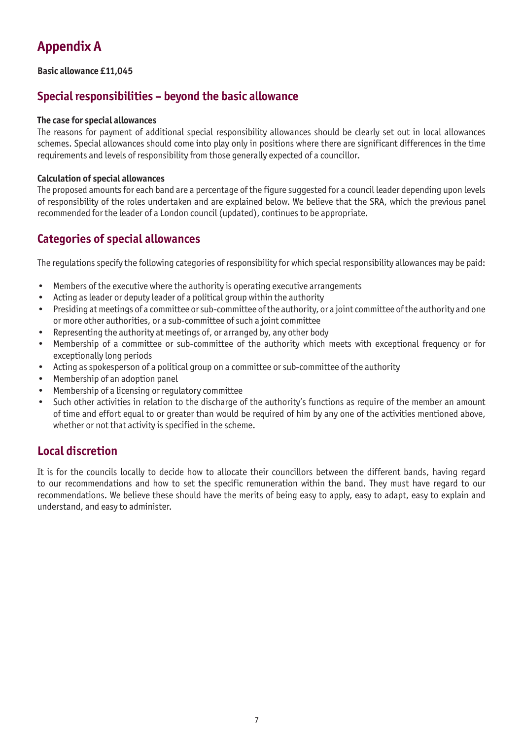# Appendix A

**Basic allowance £11,045**

## Special responsibilities – beyond the basic allowance

**The case for special allowances**

The reasons for payment of additional special responsibility allowances should be clearly set out in local allowances schemes. Special allowances should come into play only in positions where there are significant differences in the time requirements and levels of responsibility from those generally expected of a councillor.

**Calculation of special allowances**

The proposed amounts for each band are a percentage of the figure suggested for a council leader depending upon levels of responsibility of the roles undertaken and are explained below. We believe that the SRA, which the previous panel recommended for the leader of a London council (updated), continues to be appropriate.

## Categories of special allowances

The regulations specify the following categories of responsibility for which special responsibility allowances may be paid:

- Members of the executive where the authority is operating executive arrangements
- Acting as leader or deputy leader of a political group within the authority
- Presiding at meetings of a committee or sub-committee of the authority, or a joint committee of the authority and one or more other authorities, or a sub-committee of such a joint committee
- Representing the authority at meetings of, or arranged by, any other body
- Membership of a committee or sub-committee of the authority which meets with exceptional frequency or for exceptionally long periods
- Acting as spokesperson of a political group on a committee or sub-committee of the authority
- Membership of an adoption panel
- Membership of a licensing or regulatory committee
- Such other activities in relation to the discharge of the authority's functions as require of the member an amount of time and effort equal to or greater than would be required of him by any one of the activities mentioned above, whether or not that activity is specified in the scheme.

## Local discretion

It is for the councils locally to decide how to allocate their councillors between the different bands, having regard to our recommendations and how to set the specific remuneration within the band. They must have regard to our recommendations. We believe these should have the merits of being easy to apply, easy to adapt, easy to explain and understand, and easy to administer.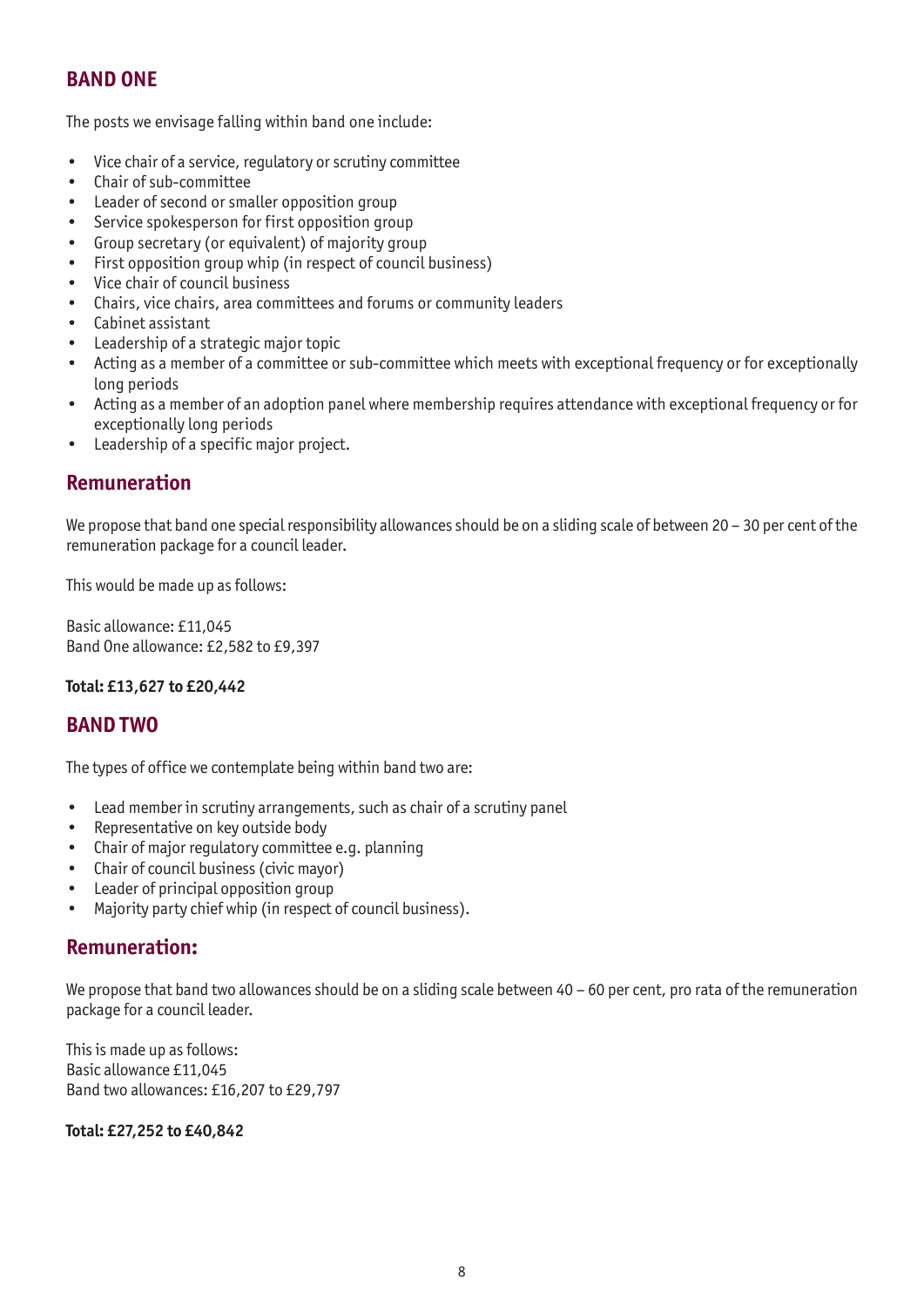## BAND ONE

The posts we envisage falling within band one include:

- Vice chair of a service, regulatory or scrutiny committee
- Chair of sub-committee
- Leader of second or smaller opposition group
- Service spokesperson for first opposition group
- Group secretary (or equivalent) of majority group
- First opposition group whip (in respect of council business)
- Vice chair of council business
- Chairs, vice chairs, area committees and forums or community leaders
- Cabinet assistant
- Leadership of a strategic major topic
- Acting as a member of a committee or sub-committee which meets with exceptional frequency or for exceptionally long periods
- Acting as a member of an adoption panel where membership requires attendance with exceptional frequency or for exceptionally long periods
- Leadership of a specific major project.

## Remuneration

We propose that band one special responsibility allowances should be on a sliding scale of between 20 – 30 per cent of the remuneration package for a council leader.

This would be made up as follows:

Basic allowance: £11,045
Band One allowance: £2,582 to £9,397

**Total: £13,627 to £20,442**

## BAND TWO

The types of office we contemplate being within band two are:

- Lead member in scrutiny arrangements, such as chair of a scrutiny panel
- Representative on key outside body
- Chair of major regulatory committee e.g. planning
- Chair of council business (civic mayor)
- Leader of principal opposition group
- Majority party chief whip (in respect of council business).

## Remuneration:

We propose that band two allowances should be on a sliding scale between 40 – 60 per cent, pro rata of the remuneration package for a council leader.

This is made up as follows:
Basic allowance £11,045
Band two allowances: £16,207 to £29,797

**Total: £27,252 to £40,842**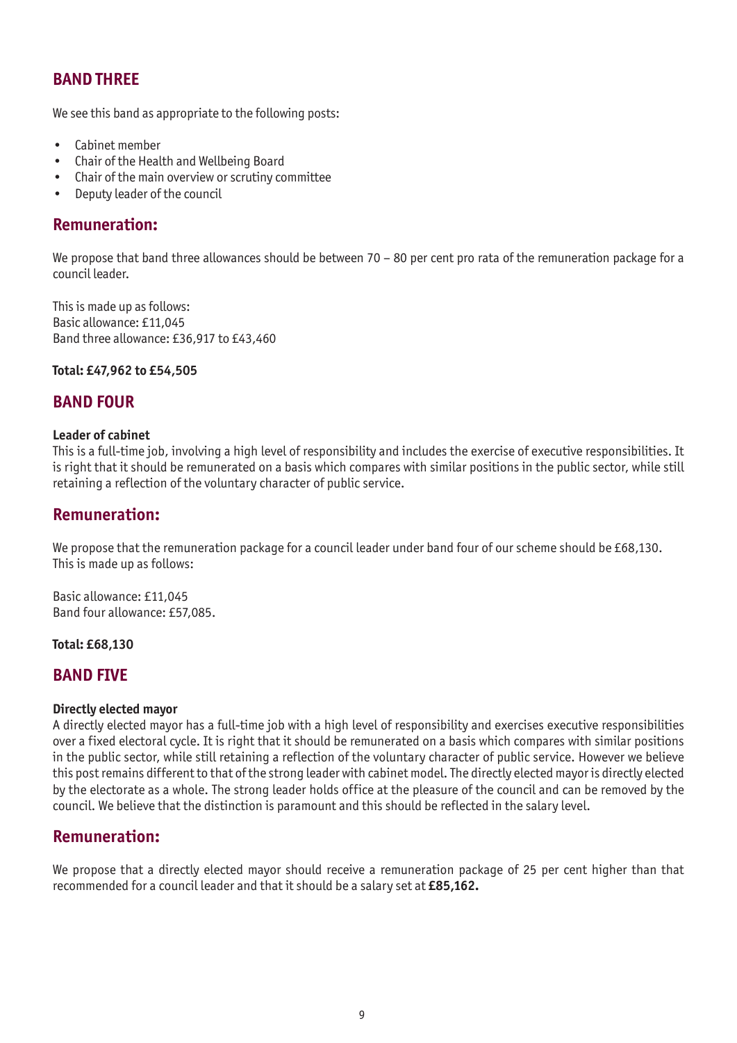## BAND THREE

We see this band as appropriate to the following posts:

- Cabinet member
- Chair of the Health and Wellbeing Board
- Chair of the main overview or scrutiny committee
- Deputy leader of the council

### Remuneration:

We propose that band three allowances should be between 70 – 80 per cent pro rata of the remuneration package for a council leader.

This is made up as follows:
Basic allowance: £11,045
Band three allowance: £36,917 to £43,460

**Total: £47,962 to £54,505**

## BAND FOUR

**Leader of cabinet**
This is a full-time job, involving a high level of responsibility and includes the exercise of executive responsibilities. It is right that it should be remunerated on a basis which compares with similar positions in the public sector, while still retaining a reflection of the voluntary character of public service.

### Remuneration:

We propose that the remuneration package for a council leader under band four of our scheme should be £68,130. This is made up as follows:

Basic allowance: £11,045
Band four allowance: £57,085.

**Total: £68,130**

## BAND FIVE

**Directly elected mayor**
A directly elected mayor has a full-time job with a high level of responsibility and exercises executive responsibilities over a fixed electoral cycle. It is right that it should be remunerated on a basis which compares with similar positions in the public sector, while still retaining a reflection of the voluntary character of public service. However we believe this post remains different to that of the strong leader with cabinet model. The directly elected mayor is directly elected by the electorate as a whole. The strong leader holds office at the pleasure of the council and can be removed by the council. We believe that the distinction is paramount and this should be reflected in the salary level.

### Remuneration:

We propose that a directly elected mayor should receive a remuneration package of 25 per cent higher than that recommended for a council leader and that it should be a salary set at **£85,162.**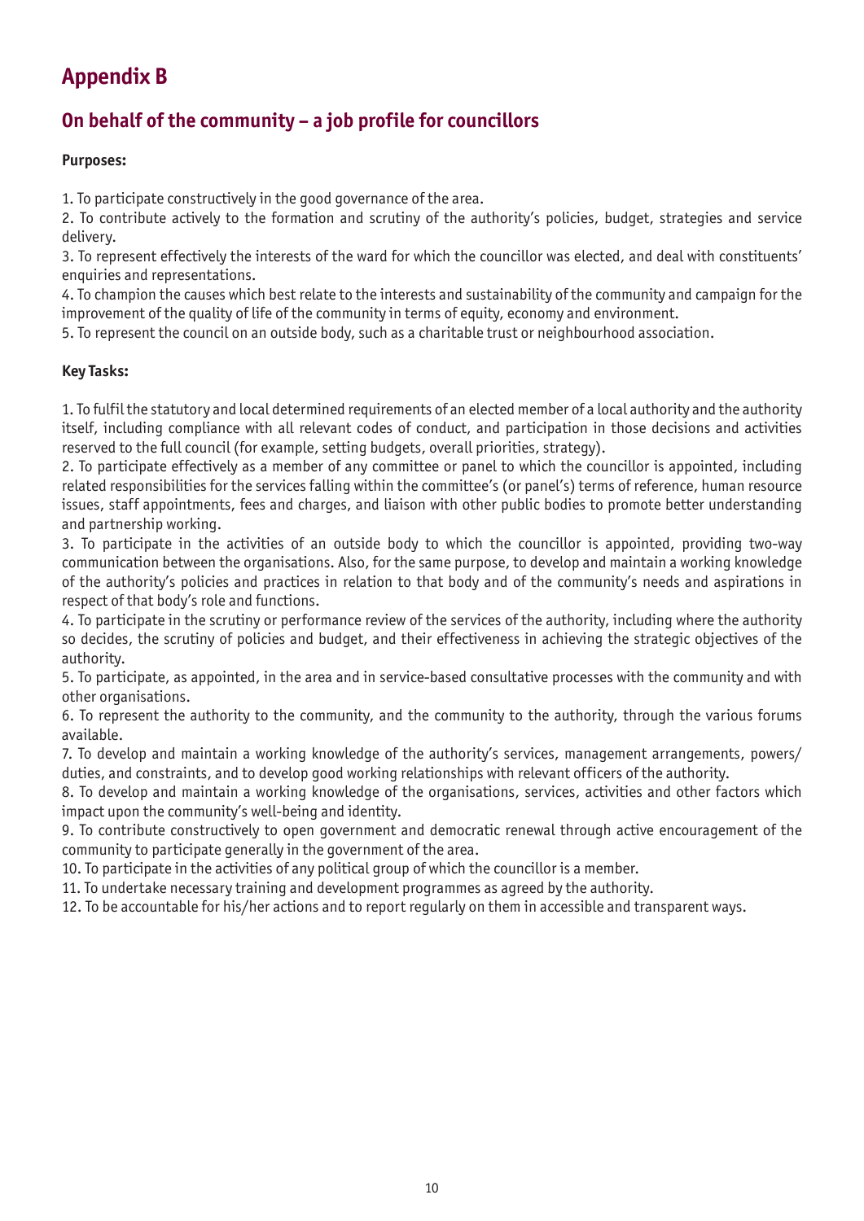# Appendix B

## On behalf of the community – a job profile for councillors

**Purposes:**

1. To participate constructively in the good governance of the area.
2. To contribute actively to the formation and scrutiny of the authority's policies, budget, strategies and service delivery.
3. To represent effectively the interests of the ward for which the councillor was elected, and deal with constituents' enquiries and representations.
4. To champion the causes which best relate to the interests and sustainability of the community and campaign for the improvement of the quality of life of the community in terms of equity, economy and environment.
5. To represent the council on an outside body, such as a charitable trust or neighbourhood association.

**Key Tasks:**

1. To fulfil the statutory and local determined requirements of an elected member of a local authority and the authority itself, including compliance with all relevant codes of conduct, and participation in those decisions and activities reserved to the full council (for example, setting budgets, overall priorities, strategy).
2. To participate effectively as a member of any committee or panel to which the councillor is appointed, including related responsibilities for the services falling within the committee's (or panel's) terms of reference, human resource issues, staff appointments, fees and charges, and liaison with other public bodies to promote better understanding and partnership working.
3. To participate in the activities of an outside body to which the councillor is appointed, providing two-way communication between the organisations. Also, for the same purpose, to develop and maintain a working knowledge of the authority's policies and practices in relation to that body and of the community's needs and aspirations in respect of that body's role and functions.
4. To participate in the scrutiny or performance review of the services of the authority, including where the authority so decides, the scrutiny of policies and budget, and their effectiveness in achieving the strategic objectives of the authority.
5. To participate, as appointed, in the area and in service-based consultative processes with the community and with other organisations.
6. To represent the authority to the community, and the community to the authority, through the various forums available.
7. To develop and maintain a working knowledge of the authority's services, management arrangements, powers/duties, and constraints, and to develop good working relationships with relevant officers of the authority.
8. To develop and maintain a working knowledge of the organisations, services, activities and other factors which impact upon the community's well-being and identity.
9. To contribute constructively to open government and democratic renewal through active encouragement of the community to participate generally in the government of the area.
10. To participate in the activities of any political group of which the councillor is a member.
11. To undertake necessary training and development programmes as agreed by the authority.
12. To be accountable for his/her actions and to report regularly on them in accessible and transparent ways.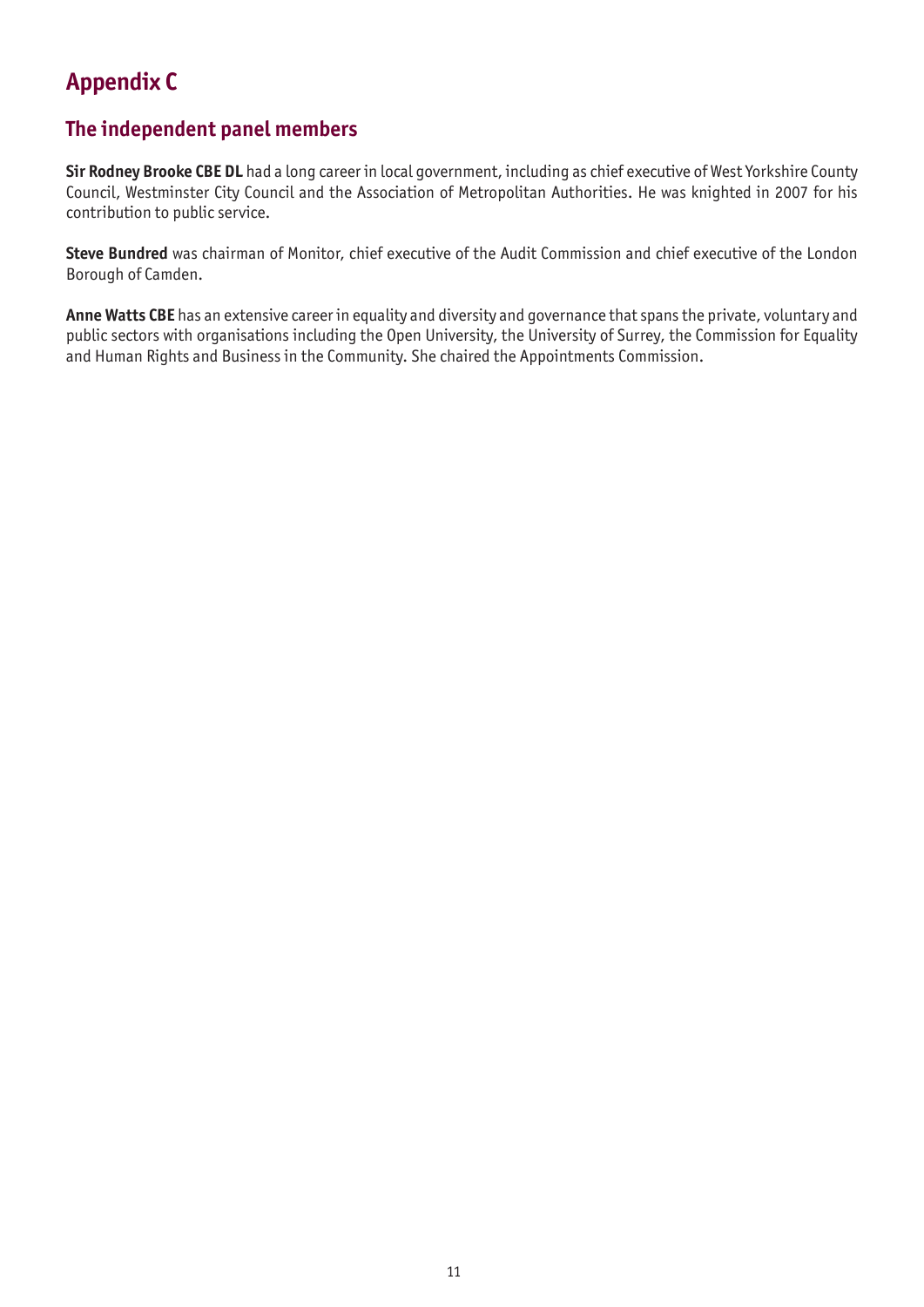# Appendix C

## The independent panel members

**Sir Rodney Brooke CBE DL** had a long career in local government, including as chief executive of West Yorkshire County Council, Westminster City Council and the Association of Metropolitan Authorities. He was knighted in 2007 for his contribution to public service.

**Steve Bundred** was chairman of Monitor, chief executive of the Audit Commission and chief executive of the London Borough of Camden.

**Anne Watts CBE** has an extensive career in equality and diversity and governance that spans the private, voluntary and public sectors with organisations including the Open University, the University of Surrey, the Commission for Equality and Human Rights and Business in the Community. She chaired the Appointments Commission.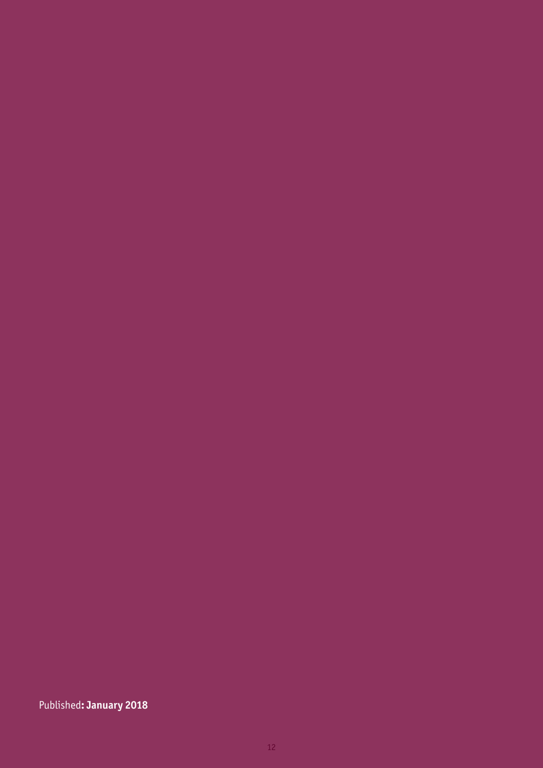Published**: January 2018**